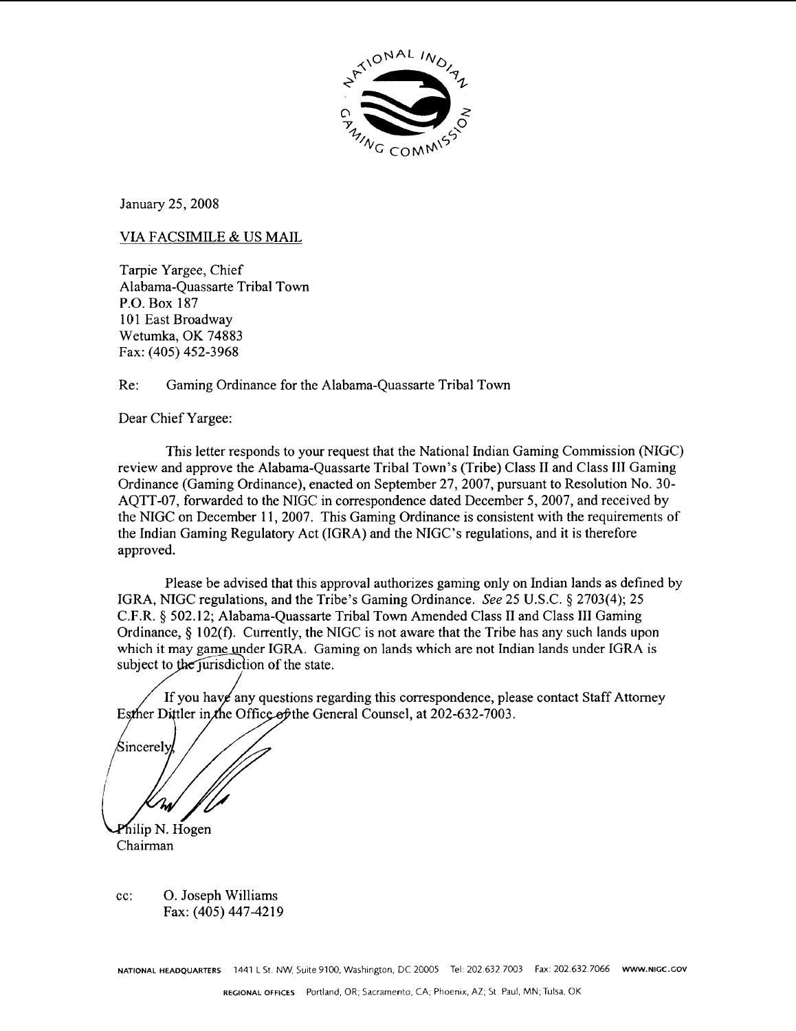January 25, 2008

VIA FACSIMILE & US MAIL

Tarpie Yargee, Chief
Alabama-Quassarte Tribal Town
P.O. Box 187
101 East Broadway
Wetumka, OK 74883
Fax: (405) 452-3968

Re: Gaming Ordinance for the Alabama-Quassarte Tribal Town

Dear Chief Yargee:

This letter responds to your request that the National Indian Gaming Commission (NIGC) review and approve the Alabama-Quassarte Tribal Town's (Tribe) Class II and Class III Gaming Ordinance (Gaming Ordinance), enacted on September 27, 2007, pursuant to Resolution No. 30-AQTT-07, forwarded to the NIGC in correspondence dated December 5, 2007, and received by the NIGC on December 11, 2007. This Gaming Ordinance is consistent with the requirements of the Indian Gaming Regulatory Act (IGRA) and the NIGC's regulations, and it is therefore approved.

Please be advised that this approval authorizes gaming only on Indian lands as defined by IGRA, NIGC regulations, and the Tribe's Gaming Ordinance. *See* 25 U.S.C. § 2703(4); 25 C.F.R. § 502.12; Alabama-Quassarte Tribal Town Amended Class II and Class III Gaming Ordinance, § 102(f). Currently, the NIGC is not aware that the Tribe has any such lands upon which it may game under IGRA. Gaming on lands which are not Indian lands under IGRA is subject to the jurisdiction of the state.

If you have any questions regarding this correspondence, please contact Staff Attorney Esther Dittler in the Office of the General Counsel, at 202-632-7003.

Sincerely,

Philip N. Hogen
Chairman

cc: O. Joseph Williams
Fax: (405) 447-4219

NATIONAL HEADQUARTERS 1441 L St. NW, Suite 9100, Washington, DC 20005 Tel: 202.632.7003 Fax: 202.632.7066 WWW.NIGC.GOV

REGIONAL OFFICES Portland, OR; Sacramento, CA; Phoenix, AZ; St. Paul, MN; Tulsa, OK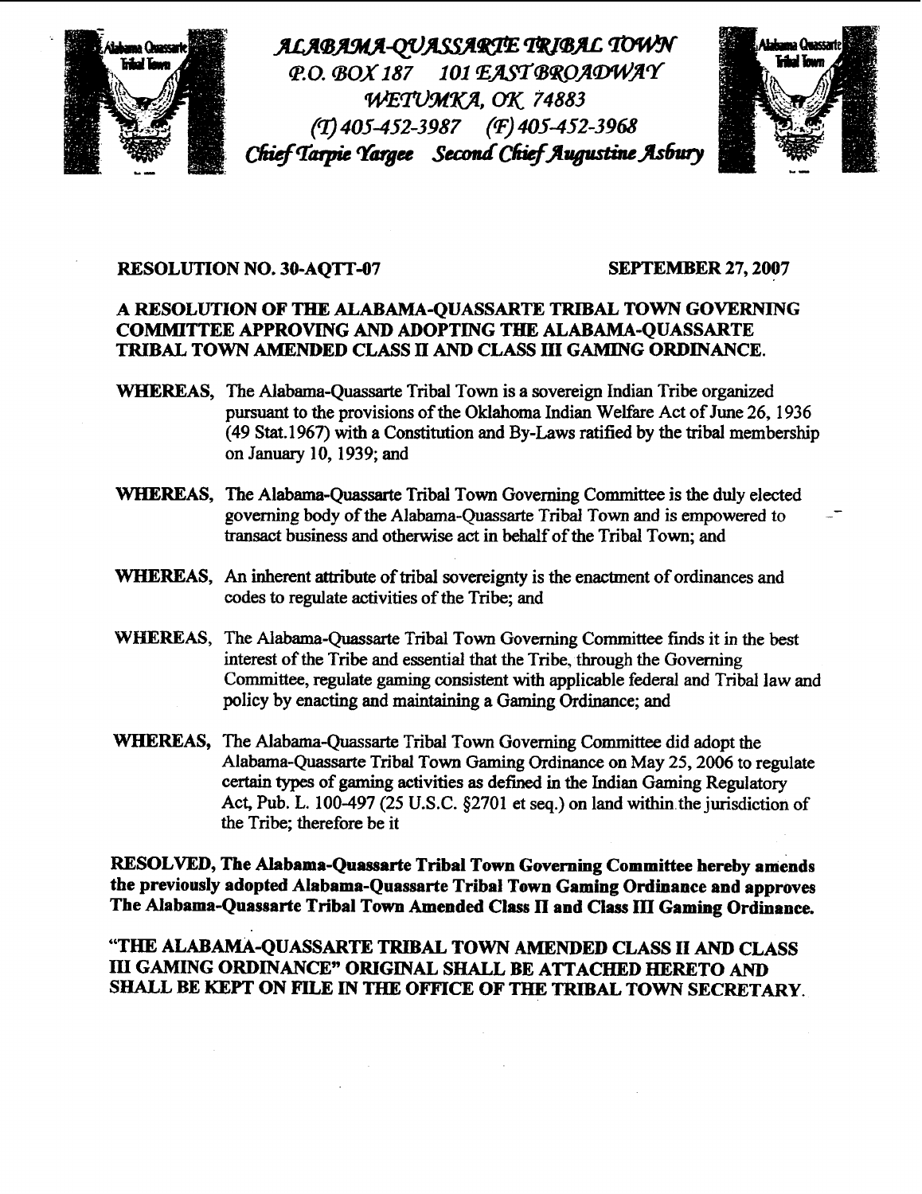# ALABAMA-QUASSARTE TRIBAL TOWN

P.O. BOX 187 101 EAST BROADWAY
WETUMKA, OK 74883
(T) 405-452-3987 (F) 405-452-3968
Chief Tarpie Yargee Second Chief Augustine Asbury

**RESOLUTION NO. 30-AQTT-07** **SEPTEMBER 27, 2007**

**A RESOLUTION OF THE ALABAMA-QUASSARTE TRIBAL TOWN GOVERNING COMMITTEE APPROVING AND ADOPTING THE ALABAMA-QUASSARTE TRIBAL TOWN AMENDED CLASS II AND CLASS III GAMING ORDINANCE.**

**WHEREAS,** The Alabama-Quassarte Tribal Town is a sovereign Indian Tribe organized pursuant to the provisions of the Oklahoma Indian Welfare Act of June 26, 1936 (49 Stat.1967) with a Constitution and By-Laws ratified by the tribal membership on January 10, 1939; and

**WHEREAS,** The Alabama-Quassarte Tribal Town Governing Committee is the duly elected governing body of the Alabama-Quassarte Tribal Town and is empowered to transact business and otherwise act in behalf of the Tribal Town; and

**WHEREAS,** An inherent attribute of tribal sovereignty is the enactment of ordinances and codes to regulate activities of the Tribe; and

**WHEREAS,** The Alabama-Quassarte Tribal Town Governing Committee finds it in the best interest of the Tribe and essential that the Tribe, through the Governing Committee, regulate gaming consistent with applicable federal and Tribal law and policy by enacting and maintaining a Gaming Ordinance; and

**WHEREAS,** The Alabama-Quassarte Tribal Town Governing Committee did adopt the Alabama-Quassarte Tribal Town Gaming Ordinance on May 25, 2006 to regulate certain types of gaming activities as defined in the Indian Gaming Regulatory Act, Pub. L. 100-497 (25 U.S.C. §2701 et seq.) on land within the jurisdiction of the Tribe; therefore be it

**RESOLVED, The Alabama-Quassarte Tribal Town Governing Committee hereby amends the previously adopted Alabama-Quassarte Tribal Town Gaming Ordinance and approves The Alabama-Quassarte Tribal Town Amended Class II and Class III Gaming Ordinance.**

**"THE ALABAMA-QUASSARTE TRIBAL TOWN AMENDED CLASS II AND CLASS III GAMING ORDINANCE" ORIGINAL SHALL BE ATTACHED HERETO AND SHALL BE KEPT ON FILE IN THE OFFICE OF THE TRIBAL TOWN SECRETARY.**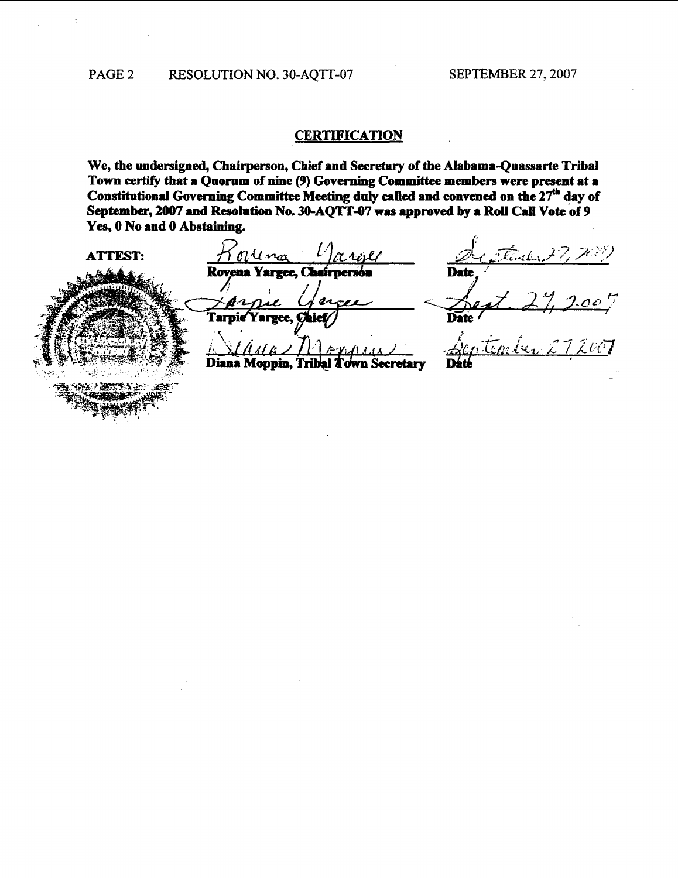PAGE 2 RESOLUTION NO. 30-AQTT-07 SEPTEMBER 27, 2007

## CERTIFICATION

**We, the undersigned, Chairperson, Chief and Secretary of the Alabama-Quassarte Tribal Town certify that a Quorum of nine (9) Governing Committee members were present at a Constitutional Governing Committee Meeting duly called and convened on the 27th day of September, 2007 and Resolution No. 30-AQTT-07 was approved by a Roll Call Vote of 9 Yes, 0 No and 0 Abstaining.**

**ATTEST:**

| | |
|---|---|
| Rovena Yargee | September 27, 2007 |
| **Rovena Yargee, Chairperson** | **Date** |
| Tarpie Yargee | Sept. 27, 2007 |
| **Tarpie Yargee, Chief** | **Date** |
| Diana Moppin | September 27 2007 |
| **Diana Moppin, Tribal Town Secretary** | **Date** |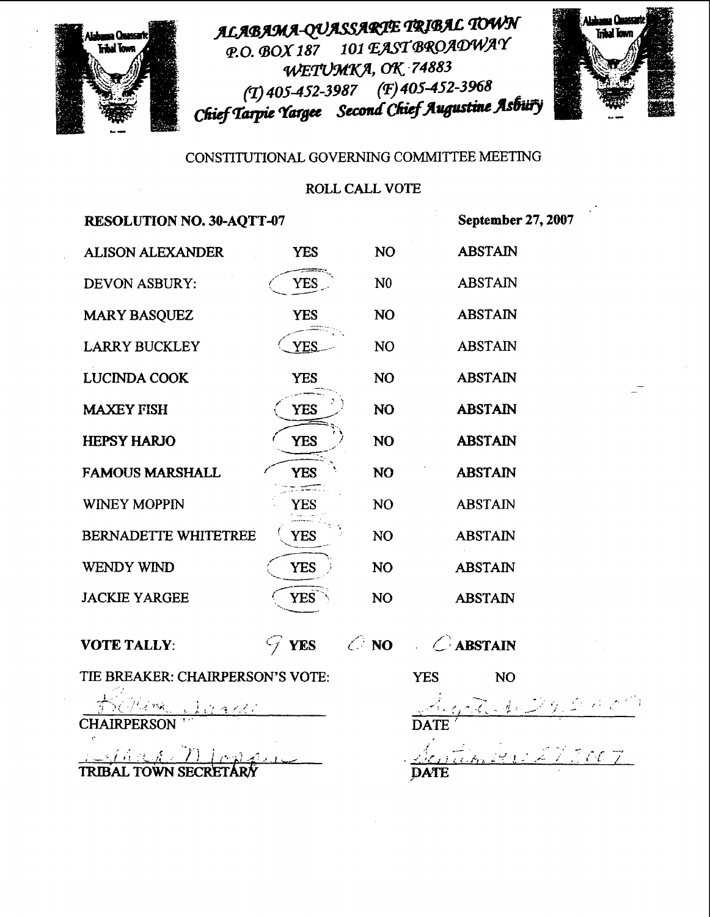# ALABAMA-QUASSARTE TRIBAL TOWN

P.O. BOX 187 101 EAST BROADWAY
WETUMKA, OK 74883
(T) 405-452-3987 (F) 405-452-3968
Chief Tarpie Yargee Second Chief Augustine Asbury

CONSTITUTIONAL GOVERNING COMMITTEE MEETING

ROLL CALL VOTE

**RESOLUTION NO. 30-AQTT-07** **September 27, 2007**

| | | | |
|---|---|---|---|
| ALISON ALEXANDER | YES | NO | ABSTAIN |
| DEVON ASBURY: | (YES) | N0 | ABSTAIN |
| MARY BASQUEZ | YES | NO | ABSTAIN |
| LARRY BUCKLEY | (YES) | NO | ABSTAIN |
| LUCINDA COOK | YES | NO | ABSTAIN |
| MAXEY FISH | (YES) | NO | ABSTAIN |
| HEPSY HARJO | (YES) | NO | ABSTAIN |
| FAMOUS MARSHALL | (YES) | NO | ABSTAIN |
| WINEY MOPPIN | (YES) | NO | ABSTAIN |
| BERNADETTE WHITETREE | (YES) | NO | ABSTAIN |
| WENDY WIND | (YES) | NO | ABSTAIN |
| JACKIE YARGEE | (YES) | NO | ABSTAIN |

**VOTE TALLY:** 9 **YES** 0 **NO** 0 **ABSTAIN**

TIE BREAKER: CHAIRPERSON'S VOTE: YES NO

[signature]
CHAIRPERSON

[signature] DATE

[signature]
TRIBAL TOWN SECRETARY

September 27, 2007
DATE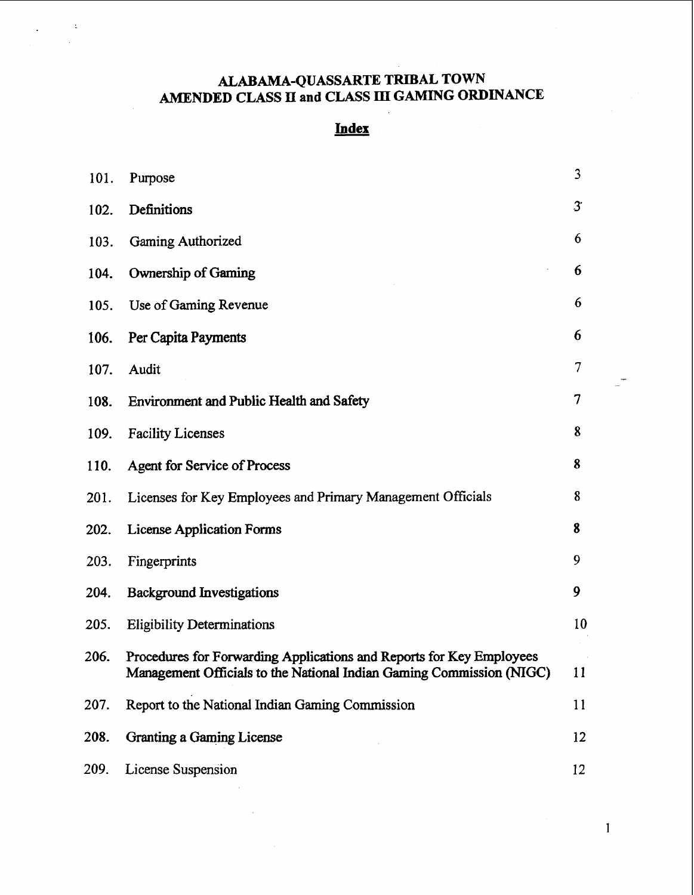# ALABAMA-QUASSARTE TRIBAL TOWN
# AMENDED CLASS II and CLASS III GAMING ORDINANCE

## Index

| | | |
|---|---|---|
| 101. | Purpose | 3 |
| 102. | Definitions | 3 |
| 103. | Gaming Authorized | 6 |
| 104. | Ownership of Gaming | 6 |
| 105. | Use of Gaming Revenue | 6 |
| 106. | Per Capita Payments | 6 |
| 107. | Audit | 7 |
| 108. | Environment and Public Health and Safety | 7 |
| 109. | Facility Licenses | 8 |
| 110. | Agent for Service of Process | 8 |
| 201. | Licenses for Key Employees and Primary Management Officials | 8 |
| 202. | License Application Forms | 8 |
| 203. | Fingerprints | 9 |
| 204. | Background Investigations | 9 |
| 205. | Eligibility Determinations | 10 |
| 206. | Procedures for Forwarding Applications and Reports for Key Employees Management Officials to the National Indian Gaming Commission (NIGC) | 11 |
| 207. | Report to the National Indian Gaming Commission | 11 |
| 208. | Granting a Gaming License | 12 |
| 209. | License Suspension | 12 |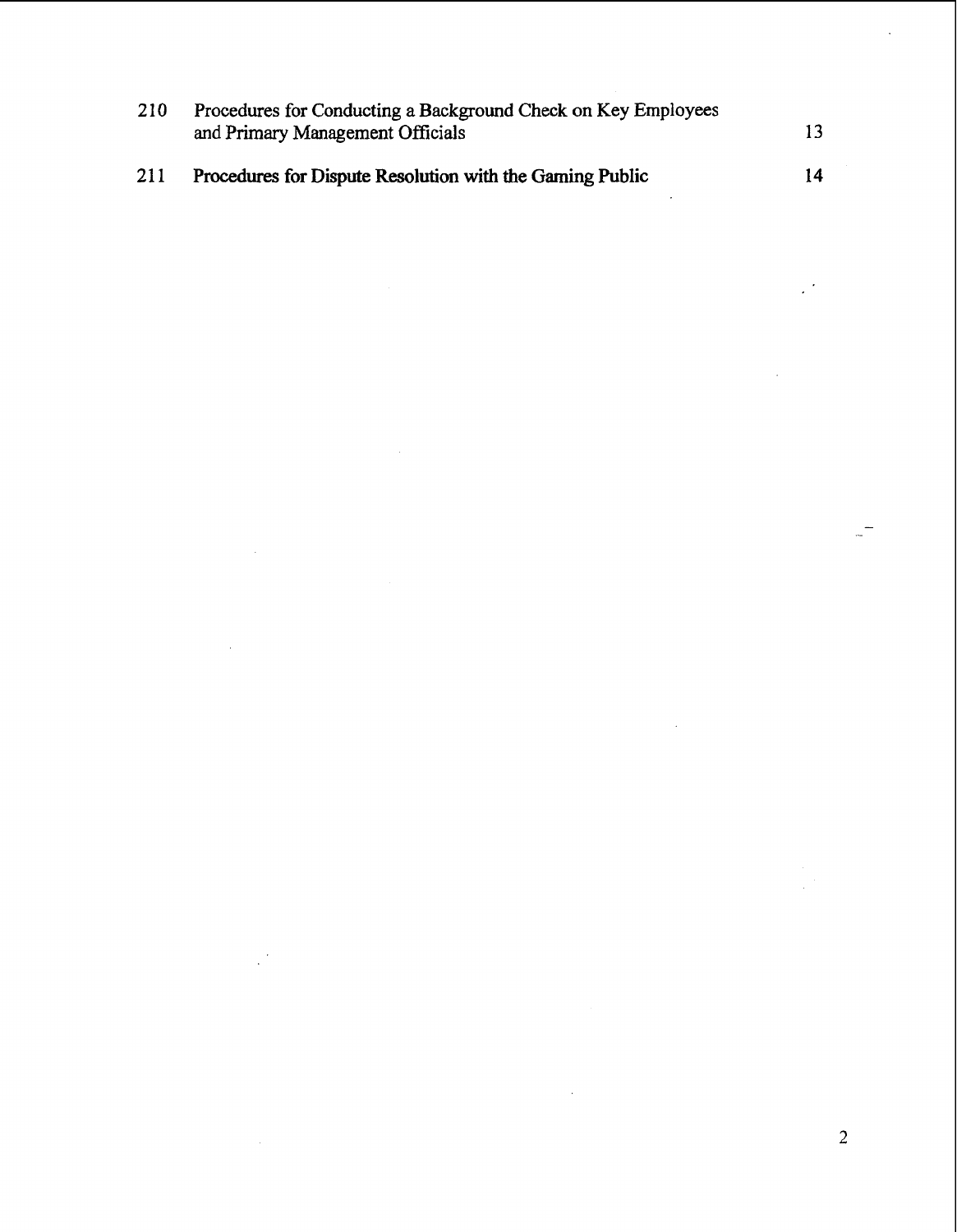| | | |
|---|---|---|
| 210 | Procedures for Conducting a Background Check on Key Employees and Primary Management Officials | 13 |
| 211 | **Procedures for Dispute Resolution with the Gaming Public** | **14** |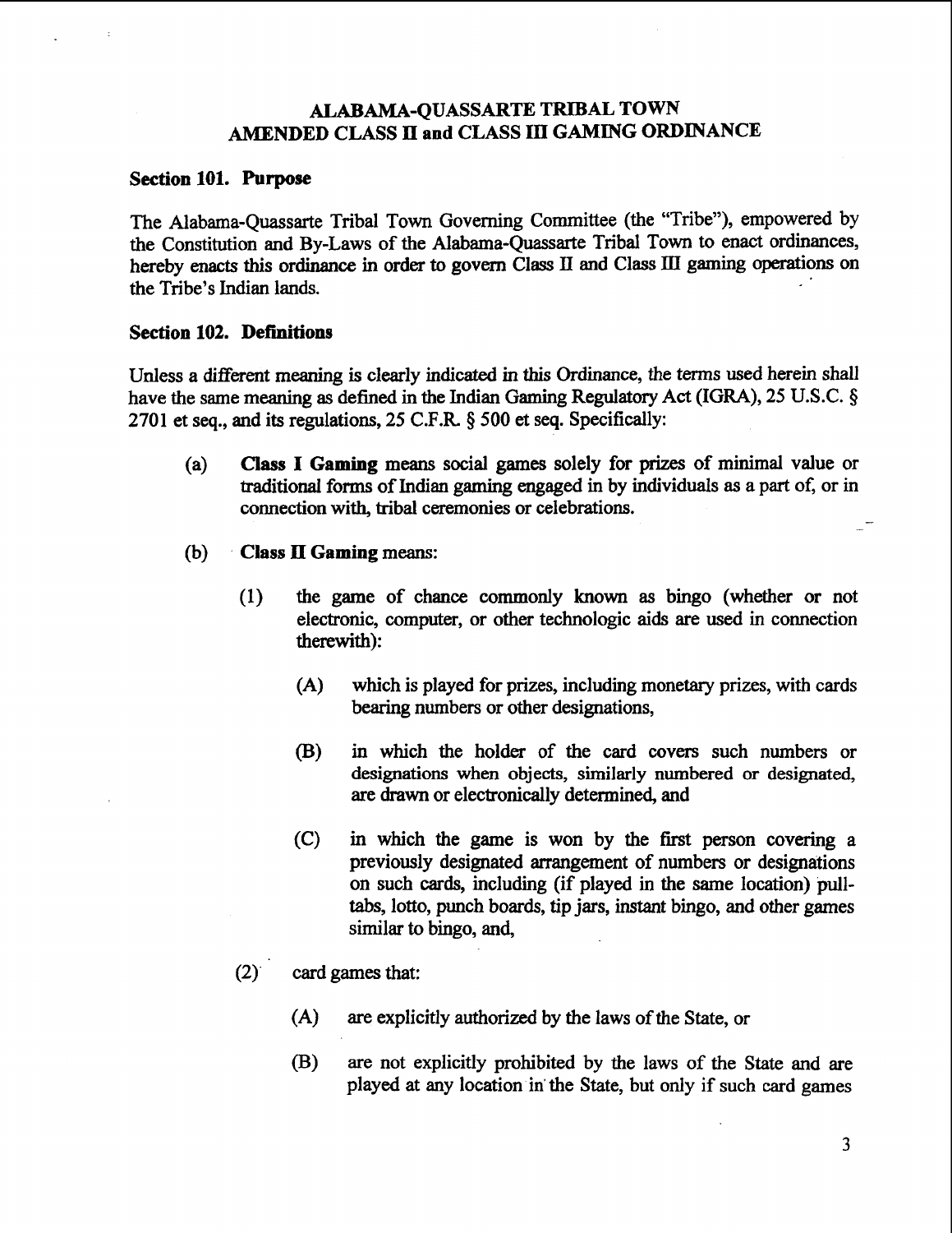# ALABAMA-QUASSARTE TRIBAL TOWN
# AMENDED CLASS II and CLASS III GAMING ORDINANCE

## Section 101. Purpose

The Alabama-Quassarte Tribal Town Governing Committee (the "Tribe"), empowered by the Constitution and By-Laws of the Alabama-Quassarte Tribal Town to enact ordinances, hereby enacts this ordinance in order to govern Class II and Class III gaming operations on the Tribe's Indian lands.

## Section 102. Definitions

Unless a different meaning is clearly indicated in this Ordinance, the terms used herein shall have the same meaning as defined in the Indian Gaming Regulatory Act (IGRA), 25 U.S.C. § 2701 et seq., and its regulations, 25 C.F.R. § 500 et seq. Specifically:

(a) **Class I Gaming** means social games solely for prizes of minimal value or traditional forms of Indian gaming engaged in by individuals as a part of, or in connection with, tribal ceremonies or celebrations.

(b) **Class II Gaming** means:

(1) the game of chance commonly known as bingo (whether or not electronic, computer, or other technologic aids are used in connection therewith):

(A) which is played for prizes, including monetary prizes, with cards bearing numbers or other designations,

(B) in which the holder of the card covers such numbers or designations when objects, similarly numbered or designated, are drawn or electronically determined, and

(C) in which the game is won by the first person covering a previously designated arrangement of numbers or designations on such cards, including (if played in the same location) pull-tabs, lotto, punch boards, tip jars, instant bingo, and other games similar to bingo, and,

(2) card games that:

(A) are explicitly authorized by the laws of the State, or

(B) are not explicitly prohibited by the laws of the State and are played at any location in the State, but only if such card games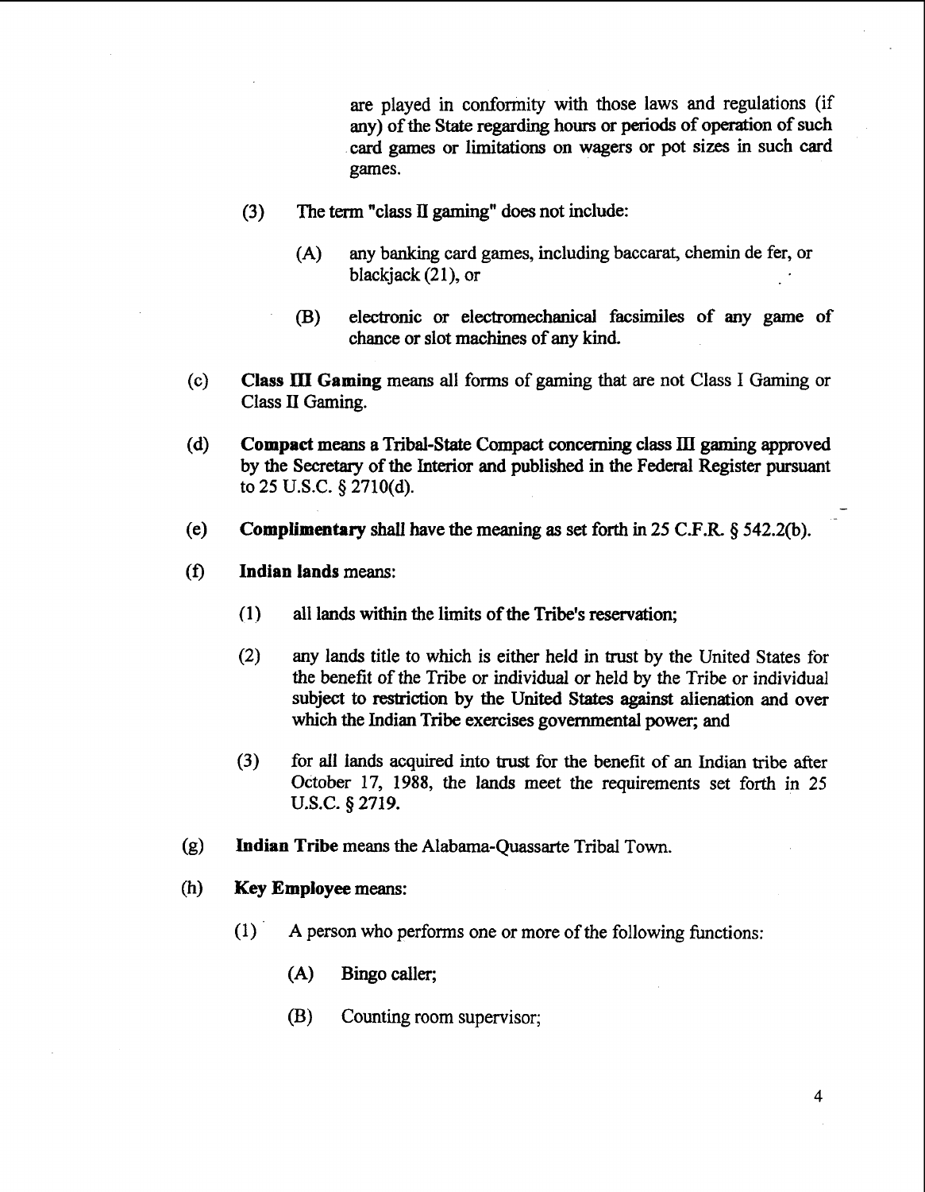are played in conformity with those laws and regulations (if any) of the State regarding hours or periods of operation of such card games or limitations on wagers or pot sizes in such card games.

(3) The term "class II gaming" does not include:

(A) any banking card games, including baccarat, chemin de fer, or blackjack (21), or

(B) electronic or electromechanical facsimiles of any game of chance or slot machines of any kind.

(c) **Class III Gaming** means all forms of gaming that are not Class I Gaming or Class II Gaming.

(d) **Compact** means a Tribal-State Compact concerning class III gaming approved by the Secretary of the Interior and published in the Federal Register pursuant to 25 U.S.C. § 2710(d).

(e) **Complimentary** shall have the meaning as set forth in 25 C.F.R. § 542.2(b).

(f) **Indian lands** means:

(1) all lands within the limits of the Tribe's reservation;

(2) any lands title to which is either held in trust by the United States for the benefit of the Tribe or individual or held by the Tribe or individual subject to restriction by the United States against alienation and over which the Indian Tribe exercises governmental power; and

(3) for all lands acquired into trust for the benefit of an Indian tribe after October 17, 1988, the lands meet the requirements set forth in 25 U.S.C. § 2719.

(g) **Indian Tribe** means the Alabama-Quassarte Tribal Town.

(h) **Key Employee** means:

(1) A person who performs one or more of the following functions:

(A) Bingo caller;

(B) Counting room supervisor;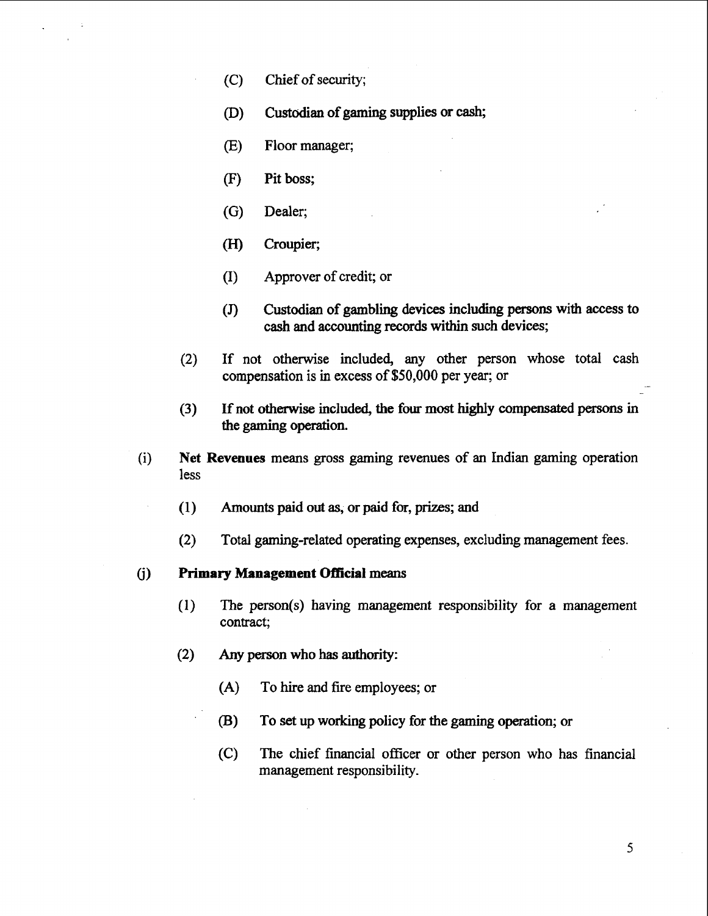(C) Chief of security;

(D) Custodian of gaming supplies or cash;

(E) Floor manager;

(F) Pit boss;

(G) Dealer;

(H) Croupier;

(I) Approver of credit; or

(J) Custodian of gambling devices including persons with access to cash and accounting records within such devices;

(2) If not otherwise included, any other person whose total cash compensation is in excess of $50,000 per year; or

(3) If not otherwise included, the four most highly compensated persons in the gaming operation.

(i) **Net Revenues** means gross gaming revenues of an Indian gaming operation less

(1) Amounts paid out as, or paid for, prizes; and

(2) Total gaming-related operating expenses, excluding management fees.

(j) **Primary Management Official** means

(1) The person(s) having management responsibility for a management contract;

(2) Any person who has authority:

(A) To hire and fire employees; or

(B) To set up working policy for the gaming operation; or

(C) The chief financial officer or other person who has financial management responsibility.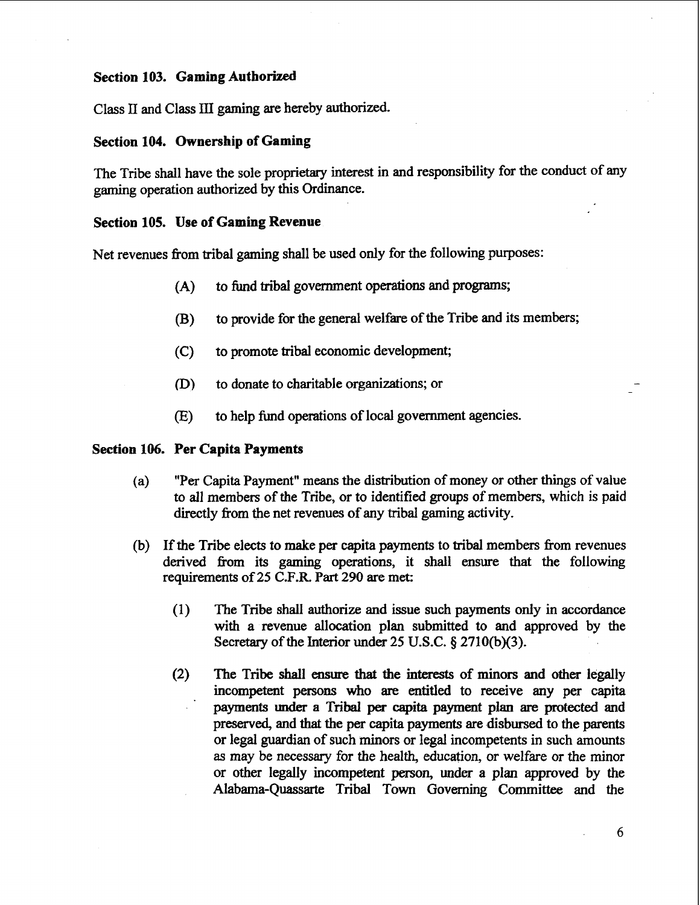### Section 103. Gaming Authorized

Class II and Class III gaming are hereby authorized.

### Section 104. Ownership of Gaming

The Tribe shall have the sole proprietary interest in and responsibility for the conduct of any gaming operation authorized by this Ordinance.

### Section 105. Use of Gaming Revenue

Net revenues from tribal gaming shall be used only for the following purposes:

(A) to fund tribal government operations and programs;

(B) to provide for the general welfare of the Tribe and its members;

(C) to promote tribal economic development;

(D) to donate to charitable organizations; or

(E) to help fund operations of local government agencies.

### Section 106. Per Capita Payments

(a) "Per Capita Payment" means the distribution of money or other things of value to all members of the Tribe, or to identified groups of members, which is paid directly from the net revenues of any tribal gaming activity.

(b) If the Tribe elects to make per capita payments to tribal members from revenues derived from its gaming operations, it shall ensure that the following requirements of 25 C.F.R. Part 290 are met:

(1) The Tribe shall authorize and issue such payments only in accordance with a revenue allocation plan submitted to and approved by the Secretary of the Interior under 25 U.S.C. § 2710(b)(3).

(2) The Tribe shall ensure that the interests of minors and other legally incompetent persons who are entitled to receive any per capita payments under a Tribal per capita payment plan are protected and preserved, and that the per capita payments are disbursed to the parents or legal guardian of such minors or legal incompetents in such amounts as may be necessary for the health, education, or welfare or the minor or other legally incompetent person, under a plan approved by the Alabama-Quassarte Tribal Town Governing Committee and the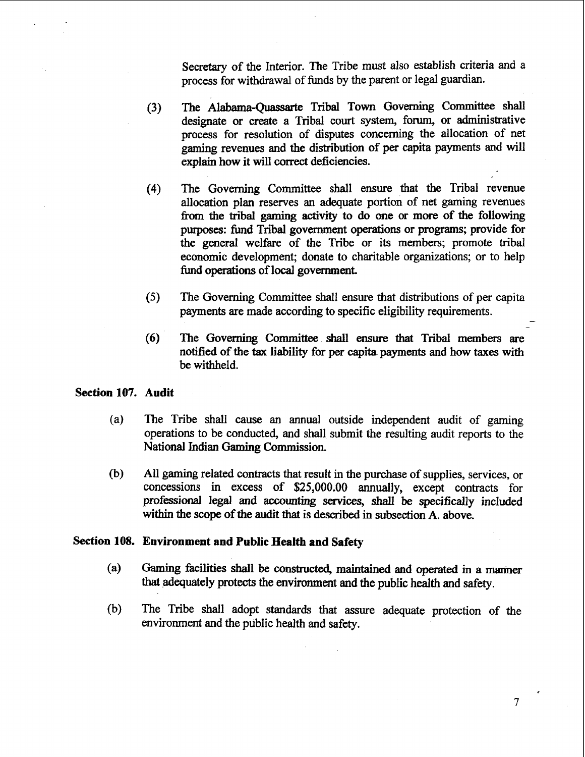Secretary of the Interior. The Tribe must also establish criteria and a process for withdrawal of funds by the parent or legal guardian.

(3) The Alabama-Quassarte Tribal Town Governing Committee shall designate or create a Tribal court system, forum, or administrative process for resolution of disputes concerning the allocation of net gaming revenues and the distribution of per capita payments and will explain how it will correct deficiencies.

(4) The Governing Committee shall ensure that the Tribal revenue allocation plan reserves an adequate portion of net gaming revenues from the tribal gaming activity to do one or more of the following purposes: fund Tribal government operations or programs; provide for the general welfare of the Tribe or its members; promote tribal economic development; donate to charitable organizations; or to help fund operations of local government.

(5) The Governing Committee shall ensure that distributions of per capita payments are made according to specific eligibility requirements.

(6) The Governing Committee shall ensure that Tribal members are notified of the tax liability for per capita payments and how taxes with be withheld.

## Section 107. Audit

(a) The Tribe shall cause an annual outside independent audit of gaming operations to be conducted, and shall submit the resulting audit reports to the National Indian Gaming Commission.

(b) All gaming related contracts that result in the purchase of supplies, services, or concessions in excess of $25,000.00 annually, except contracts for professional legal and accounting services, shall be specifically included within the scope of the audit that is described in subsection A. above.

## Section 108. Environment and Public Health and Safety

(a) Gaming facilities shall be constructed, maintained and operated in a manner that adequately protects the environment and the public health and safety.

(b) The Tribe shall adopt standards that assure adequate protection of the environment and the public health and safety.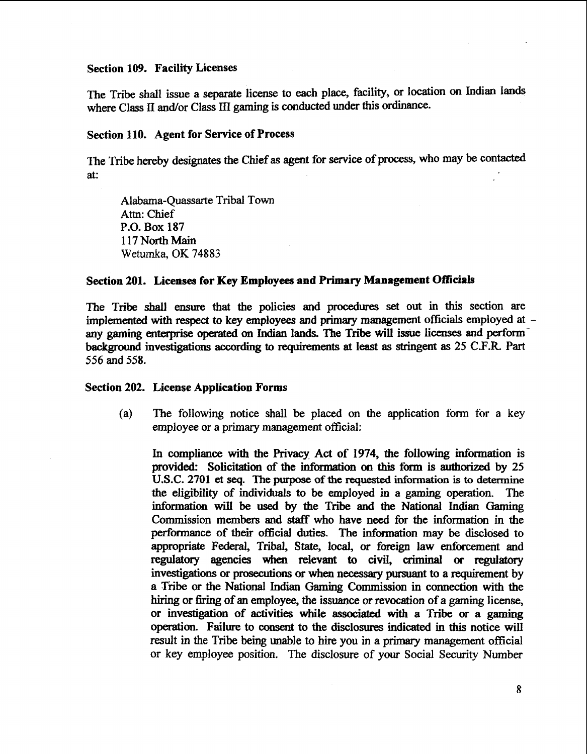### Section 109. Facility Licenses

The Tribe shall issue a separate license to each place, facility, or location on Indian lands where Class II and/or Class III gaming is conducted under this ordinance.

### Section 110. Agent for Service of Process

The Tribe hereby designates the Chief as agent for service of process, who may be contacted at:

Alabama-Quassarte Tribal Town
Attn: Chief
P.O. Box 187
117 North Main
Wetumka, OK 74883

### Section 201. Licenses for Key Employees and Primary Management Officials

The Tribe shall ensure that the policies and procedures set out in this section are implemented with respect to key employees and primary management officials employed at any gaming enterprise operated on Indian lands. The Tribe will issue licenses and perform background investigations according to requirements at least as stringent as 25 C.F.R. Part 556 and 558.

### Section 202. License Application Forms

(a) The following notice shall be placed on the application form for a key employee or a primary management official:

In compliance with the Privacy Act of 1974, the following information is provided: Solicitation of the information on this form is authorized by 25 U.S.C. 2701 et seq. The purpose of the requested information is to determine the eligibility of individuals to be employed in a gaming operation. The information will be used by the Tribe and the National Indian Gaming Commission members and staff who have need for the information in the performance of their official duties. The information may be disclosed to appropriate Federal, Tribal, State, local, or foreign law enforcement and regulatory agencies when relevant to civil, criminal or regulatory investigations or prosecutions or when necessary pursuant to a requirement by a Tribe or the National Indian Gaming Commission in connection with the hiring or firing of an employee, the issuance or revocation of a gaming license, or investigation of activities while associated with a Tribe or a gaming operation. Failure to consent to the disclosures indicated in this notice will result in the Tribe being unable to hire you in a primary management official or key employee position. The disclosure of your Social Security Number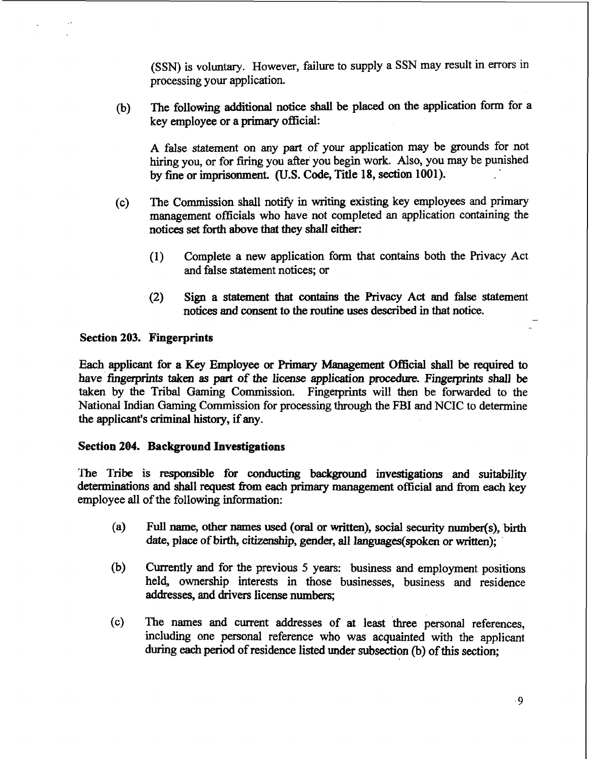(SSN) is voluntary. However, failure to supply a SSN may result in errors in processing your application.

(b) The following additional notice shall be placed on the application form for a key employee or a primary official:

A false statement on any part of your application may be grounds for not hiring you, or for firing you after you begin work. Also, you may be punished by fine or imprisonment. (U.S. Code, Title 18, section 1001).

(c) The Commission shall notify in writing existing key employees and primary management officials who have not completed an application containing the notices set forth above that they shall either:

(1) Complete a new application form that contains both the Privacy Act and false statement notices; or

(2) Sign a statement that contains the Privacy Act and false statement notices and consent to the routine uses described in that notice.

**Section 203. Fingerprints**

Each applicant for a Key Employee or Primary Management Official shall be required to have fingerprints taken as part of the license application procedure. Fingerprints shall be taken by the Tribal Gaming Commission. Fingerprints will then be forwarded to the National Indian Gaming Commission for processing through the FBI and NCIC to determine the applicant's criminal history, if any.

**Section 204. Background Investigations**

The Tribe is responsible for conducting background investigations and suitability determinations and shall request from each primary management official and from each key employee all of the following information:

(a) Full name, other names used (oral or written), social security number(s), birth date, place of birth, citizenship, gender, all languages(spoken or written);

(b) Currently and for the previous 5 years: business and employment positions held, ownership interests in those businesses, business and residence addresses, and drivers license numbers;

(c) The names and current addresses of at least three personal references, including one personal reference who was acquainted with the applicant during each period of residence listed under subsection (b) of this section;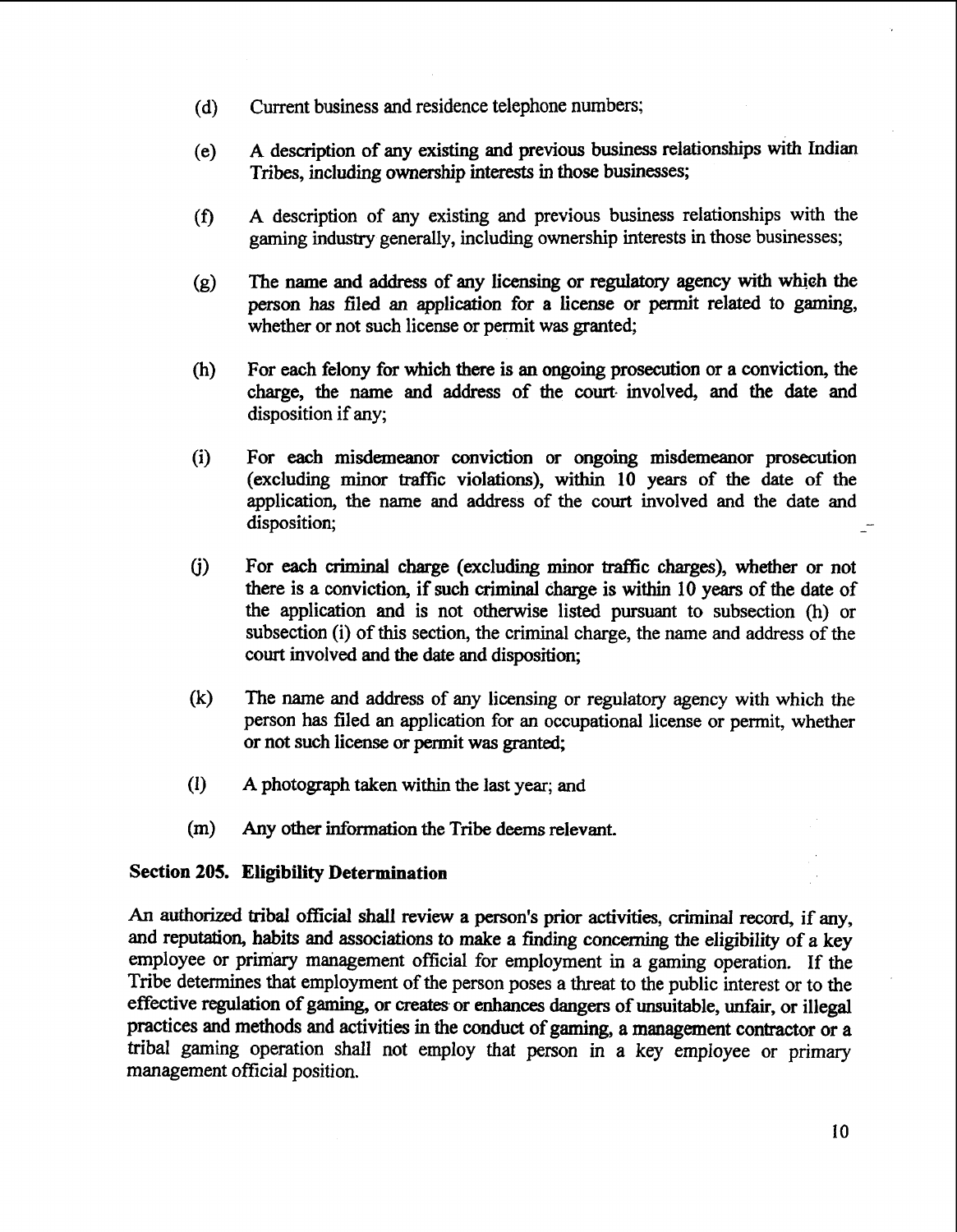(d) Current business and residence telephone numbers;

(e) A description of any existing and previous business relationships with Indian Tribes, including ownership interests in those businesses;

(f) A description of any existing and previous business relationships with the gaming industry generally, including ownership interests in those businesses;

(g) The name and address of any licensing or regulatory agency with which the person has filed an application for a license or permit related to gaming, whether or not such license or permit was granted;

(h) For each felony for which there is an ongoing prosecution or a conviction, the charge, the name and address of the court involved, and the date and disposition if any;

(i) For each misdemeanor conviction or ongoing misdemeanor prosecution (excluding minor traffic violations), within 10 years of the date of the application, the name and address of the court involved and the date and disposition;

(j) For each criminal charge (excluding minor traffic charges), whether or not there is a conviction, if such criminal charge is within 10 years of the date of the application and is not otherwise listed pursuant to subsection (h) or subsection (i) of this section, the criminal charge, the name and address of the court involved and the date and disposition;

(k) The name and address of any licensing or regulatory agency with which the person has filed an application for an occupational license or permit, whether or not such license or permit was granted;

(l) A photograph taken within the last year; and

(m) Any other information the Tribe deems relevant.

**Section 205. Eligibility Determination**

An authorized tribal official shall review a person's prior activities, criminal record, if any, and reputation, habits and associations to make a finding concerning the eligibility of a key employee or primary management official for employment in a gaming operation. If the Tribe determines that employment of the person poses a threat to the public interest or to the effective regulation of gaming, or creates or enhances dangers of unsuitable, unfair, or illegal practices and methods and activities in the conduct of gaming, a management contractor or a tribal gaming operation shall not employ that person in a key employee or primary management official position.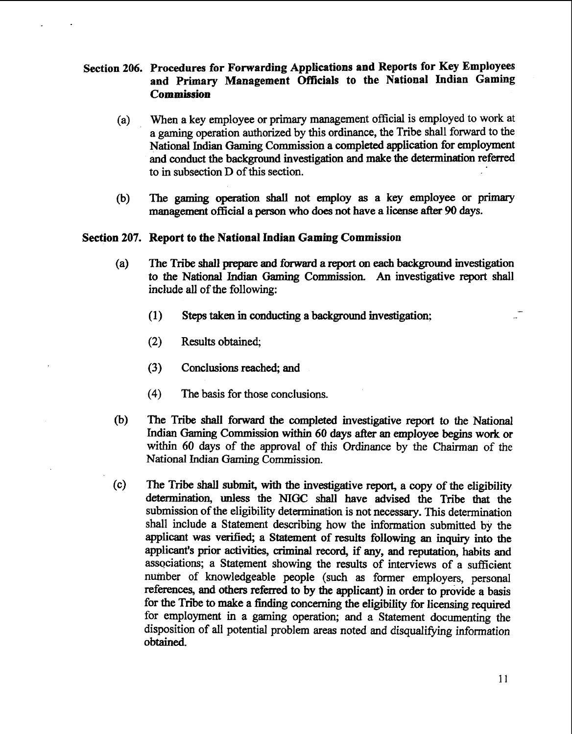### Section 206. Procedures for Forwarding Applications and Reports for Key Employees and Primary Management Officials to the National Indian Gaming Commission

(a) When a key employee or primary management official is employed to work at a gaming operation authorized by this ordinance, the Tribe shall forward to the National Indian Gaming Commission a completed application for employment and conduct the background investigation and make the determination referred to in subsection D of this section.

(b) The gaming operation shall not employ as a key employee or primary management official a person who does not have a license after 90 days.

### Section 207. Report to the National Indian Gaming Commission

(a) The Tribe shall prepare and forward a report on each background investigation to the National Indian Gaming Commission. An investigative report shall include all of the following:

(1) Steps taken in conducting a background investigation;

(2) Results obtained;

(3) Conclusions reached; and

(4) The basis for those conclusions.

(b) The Tribe shall forward the completed investigative report to the National Indian Gaming Commission within 60 days after an employee begins work or within 60 days of the approval of this Ordinance by the Chairman of the National Indian Gaming Commission.

(c) The Tribe shall submit, with the investigative report, a copy of the eligibility determination, unless the NIGC shall have advised the Tribe that the submission of the eligibility determination is not necessary. This determination shall include a Statement describing how the information submitted by the applicant was verified; a Statement of results following an inquiry into the applicant's prior activities, criminal record, if any, and reputation, habits and associations; a Statement showing the results of interviews of a sufficient number of knowledgeable people (such as former employers, personal references, and others referred to by the applicant) in order to provide a basis for the Tribe to make a finding concerning the eligibility for licensing required for employment in a gaming operation; and a Statement documenting the disposition of all potential problem areas noted and disqualifying information obtained.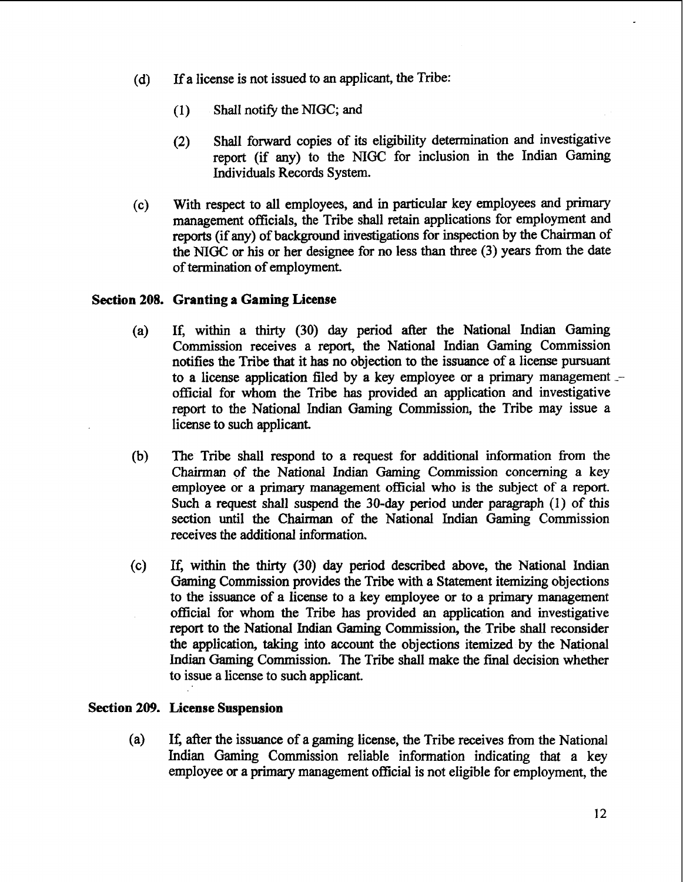(d) If a license is not issued to an applicant, the Tribe:

   (1) Shall notify the NIGC; and

   (2) Shall forward copies of its eligibility determination and investigative report (if any) to the NIGC for inclusion in the Indian Gaming Individuals Records System.

(c) With respect to all employees, and in particular key employees and primary management officials, the Tribe shall retain applications for employment and reports (if any) of background investigations for inspection by the Chairman of the NIGC or his or her designee for no less than three (3) years from the date of termination of employment.

## Section 208. Granting a Gaming License

(a) If, within a thirty (30) day period after the National Indian Gaming Commission receives a report, the National Indian Gaming Commission notifies the Tribe that it has no objection to the issuance of a license pursuant to a license application filed by a key employee or a primary management official for whom the Tribe has provided an application and investigative report to the National Indian Gaming Commission, the Tribe may issue a license to such applicant.

(b) The Tribe shall respond to a request for additional information from the Chairman of the National Indian Gaming Commission concerning a key employee or a primary management official who is the subject of a report. Such a request shall suspend the 30-day period under paragraph (1) of this section until the Chairman of the National Indian Gaming Commission receives the additional information.

(c) If, within the thirty (30) day period described above, the National Indian Gaming Commission provides the Tribe with a Statement itemizing objections to the issuance of a license to a key employee or to a primary management official for whom the Tribe has provided an application and investigative report to the National Indian Gaming Commission, the Tribe shall reconsider the application, taking into account the objections itemized by the National Indian Gaming Commission. The Tribe shall make the final decision whether to issue a license to such applicant.

## Section 209. License Suspension

(a) If, after the issuance of a gaming license, the Tribe receives from the National Indian Gaming Commission reliable information indicating that a key employee or a primary management official is not eligible for employment, the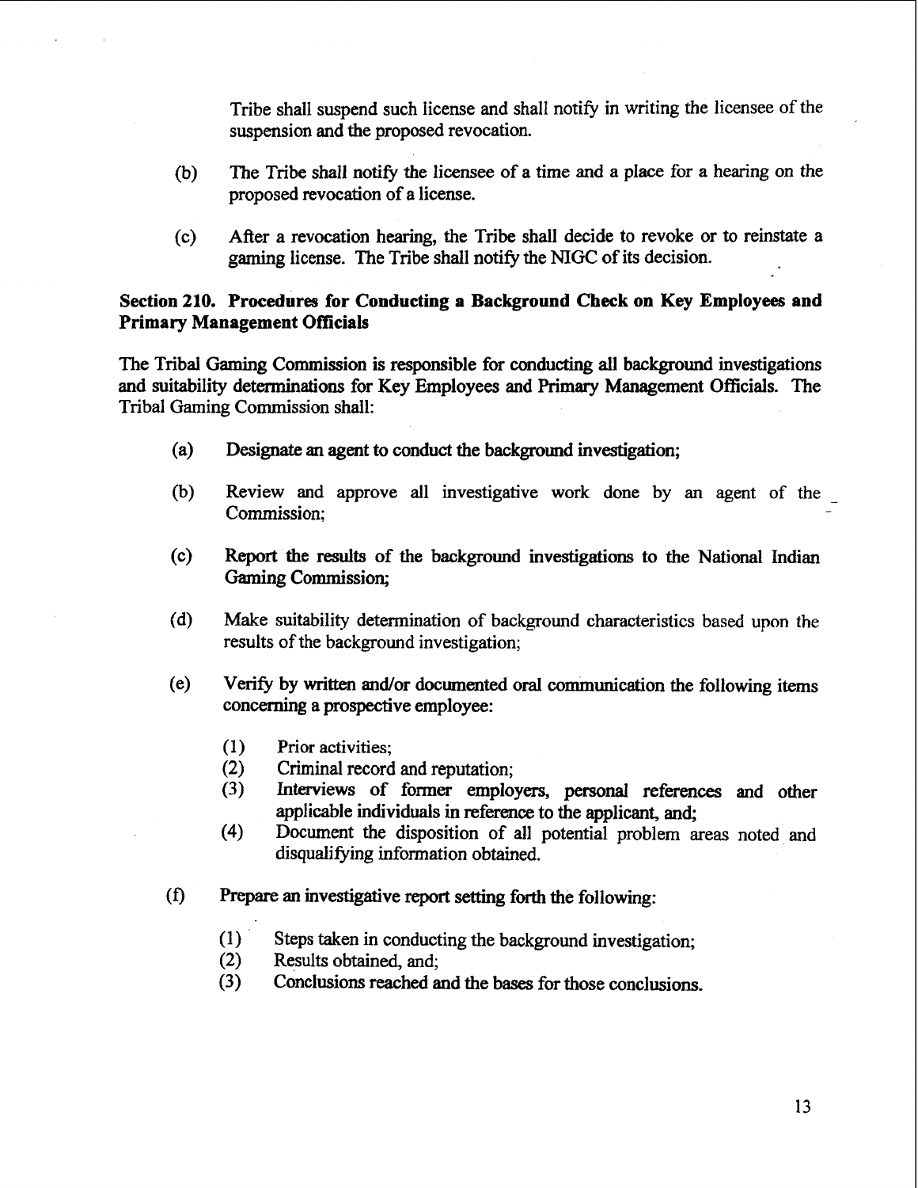Tribe shall suspend such license and shall notify in writing the licensee of the suspension and the proposed revocation.

(b) The Tribe shall notify the licensee of a time and a place for a hearing on the proposed revocation of a license.

(c) After a revocation hearing, the Tribe shall decide to revoke or to reinstate a gaming license. The Tribe shall notify the NIGC of its decision.

**Section 210. Procedures for Conducting a Background Check on Key Employees and Primary Management Officials**

The Tribal Gaming Commission is responsible for conducting all background investigations and suitability determinations for Key Employees and Primary Management Officials. The Tribal Gaming Commission shall:

(a) Designate an agent to conduct the background investigation;

(b) Review and approve all investigative work done by an agent of the Commission;

(c) Report the results of the background investigations to the National Indian Gaming Commission;

(d) Make suitability determination of background characteristics based upon the results of the background investigation;

(e) Verify by written and/or documented oral communication the following items concerning a prospective employee:

(1) Prior activities;
(2) Criminal record and reputation;
(3) Interviews of former employers, personal references and other applicable individuals in reference to the applicant, and;
(4) Document the disposition of all potential problem areas noted and disqualifying information obtained.

(f) Prepare an investigative report setting forth the following:

(1) Steps taken in conducting the background investigation;
(2) Results obtained, and;
(3) Conclusions reached and the bases for those conclusions.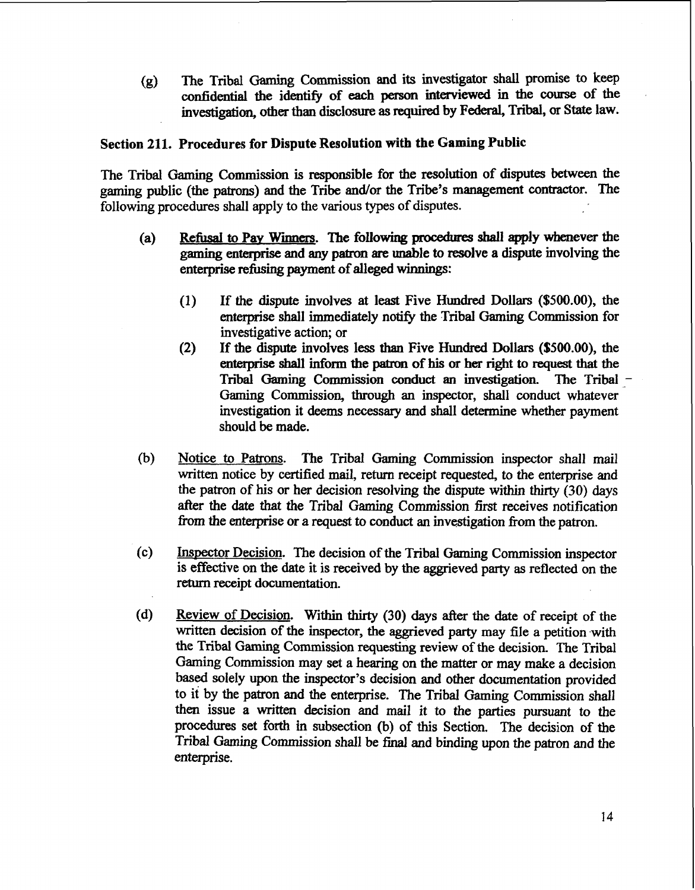(g) The Tribal Gaming Commission and its investigator shall promise to keep confidential the identify of each person interviewed in the course of the investigation, other than disclosure as required by Federal, Tribal, or State law.

## Section 211. Procedures for Dispute Resolution with the Gaming Public

The Tribal Gaming Commission is responsible for the resolution of disputes between the gaming public (the patrons) and the Tribe and/or the Tribe's management contractor. The following procedures shall apply to the various types of disputes.

(a) Refusal to Pay Winners. **The following procedures shall apply whenever the gaming enterprise and any patron are unable to resolve a dispute involving the enterprise refusing payment of alleged winnings:**

  (1) If the dispute involves at least Five Hundred Dollars ($500.00), the enterprise shall immediately notify the Tribal Gaming Commission for investigative action; or

  (2) If the dispute involves less than Five Hundred Dollars ($500.00), the enterprise shall inform the patron of his or her right to request that the Tribal Gaming Commission conduct an investigation. The Tribal Gaming Commission, through an inspector, shall conduct whatever investigation it deems necessary and shall determine whether payment should be made.

(b) Notice to Patrons. The Tribal Gaming Commission inspector shall mail written notice by certified mail, return receipt requested, to the enterprise and the patron of his or her decision resolving the dispute within thirty (30) days after the date that the Tribal Gaming Commission first receives notification from the enterprise or a request to conduct an investigation from the patron.

(c) Inspector Decision. The decision of the Tribal Gaming Commission inspector is effective on the date it is received by the aggrieved party as reflected on the return receipt documentation.

(d) Review of Decision. Within thirty (30) days after the date of receipt of the written decision of the inspector, the aggrieved party may file a petition with the Tribal Gaming Commission requesting review of the decision. The Tribal Gaming Commission may set a hearing on the matter or may make a decision based solely upon the inspector's decision and other documentation provided to it by the patron and the enterprise. The Tribal Gaming Commission shall then issue a written decision and mail it to the parties pursuant to the procedures set forth in subsection (b) of this Section. The decision of the Tribal Gaming Commission shall be final and binding upon the patron and the enterprise.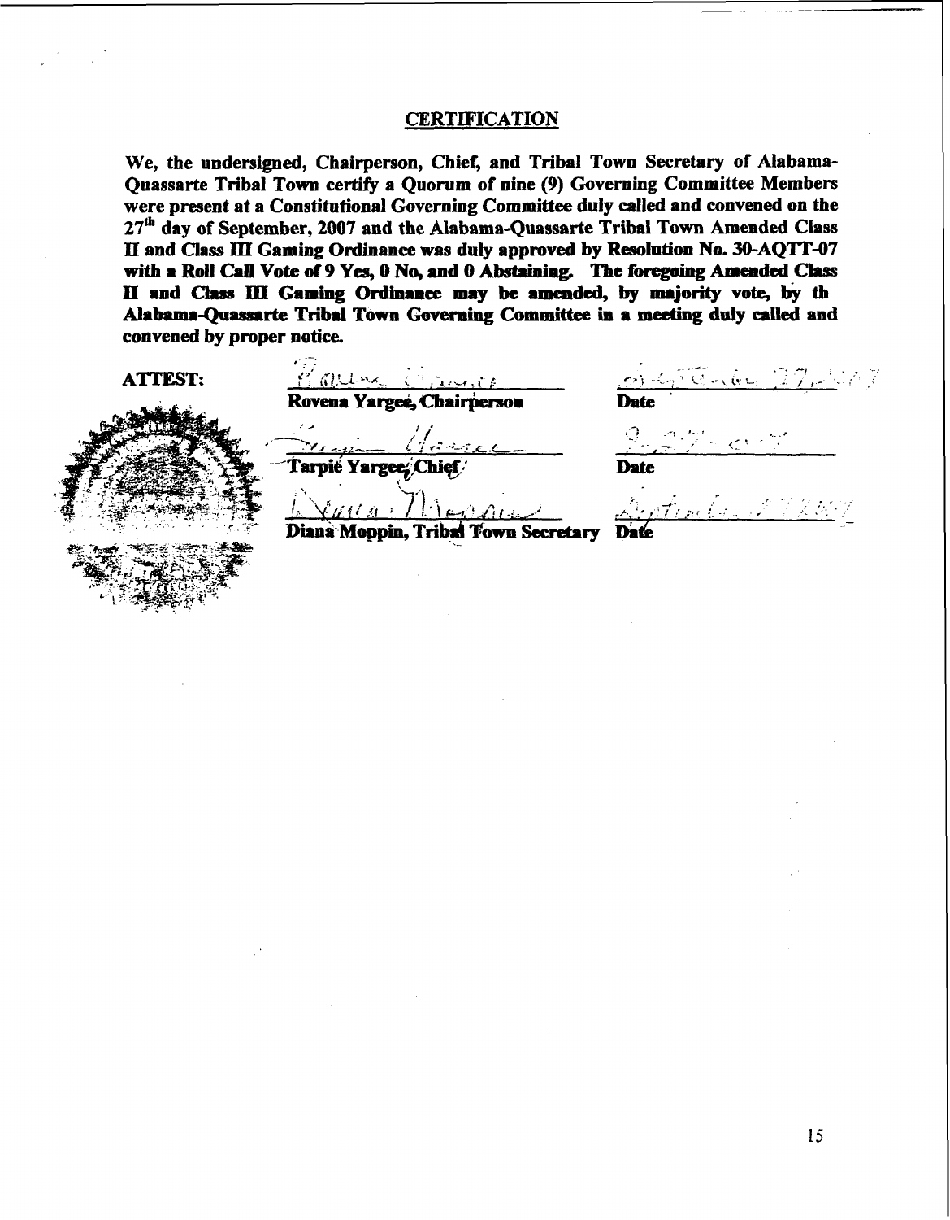## CERTIFICATION

**We, the undersigned, Chairperson, Chief, and Tribal Town Secretary of Alabama-Quassarte Tribal Town certify a Quorum of nine (9) Governing Committee Members were present at a Constitutional Governing Committee duly called and convened on the 27th day of September, 2007 and the Alabama-Quassarte Tribal Town Amended Class II and Class III Gaming Ordinance was duly approved by Resolution No. 30-AQTT-07 with a Roll Call Vote of 9 Yes, 0 No, and 0 Abstaining. The foregoing Amended Class II and Class III Gaming Ordinance may be amended, by majority vote, by th Alabama-Quassarte Tribal Town Governing Committee in a meeting duly called and convened by proper notice.**

**ATTEST:**

| | |
|---|---|
| Rovena Yargee [signature] | September 27, 2007 |
| **Rovena Yargee, Chairperson** | **Date** |
| Tarpie Yargee [signature] | 9-27-07 |
| **Tarpie Yargee, Chief** | **Date** |
| Diana Moppin [signature] | September 27, 2007 |
| **Diana Moppin, Tribal Town Secretary** | **Date** |